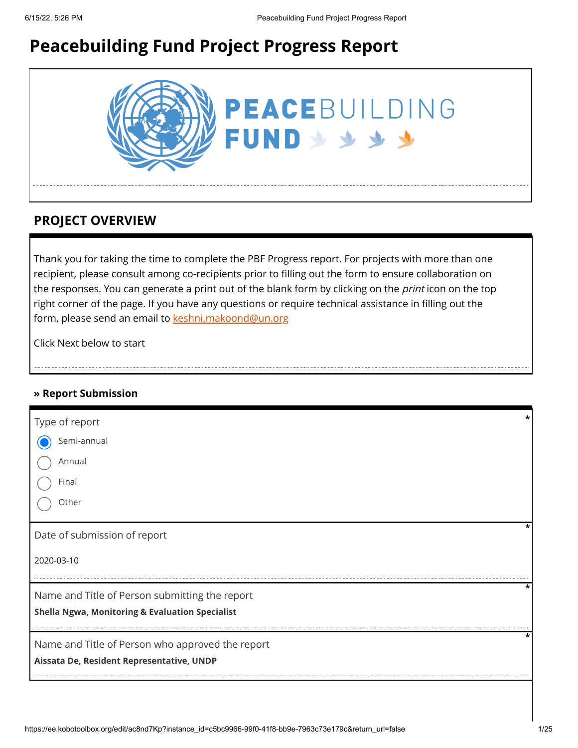# Peacebuilding Fund Project Progress Report

PEACEBUILDING FUND

## PROJECT OVERVIEW

Thank you for taking the time to complete the PBF Progress report. For projects with more than one recipient, please consult among co-recipients prior to filling out the form to ensure collaboration on the responses. You can generate a print out of the blank form by clicking on the *print* icon on the top right corner of the page. If you have any questions or require technical assistance in filling out the form, please send an email to keshni.makoond@un.org

Click Next below to start

### » Report Submission

Type of report *

- (x) Semi-annual
- ( ) Annual
- ( ) Final
- ( ) Other

Date of submission of report *

2020-03-10

Name and Title of Person submitting the report *

**Shella Ngwa, Monitoring & Evaluation Specialist**

Name and Title of Person who approved the report *

**Aissata De, Resident Representative, UNDP**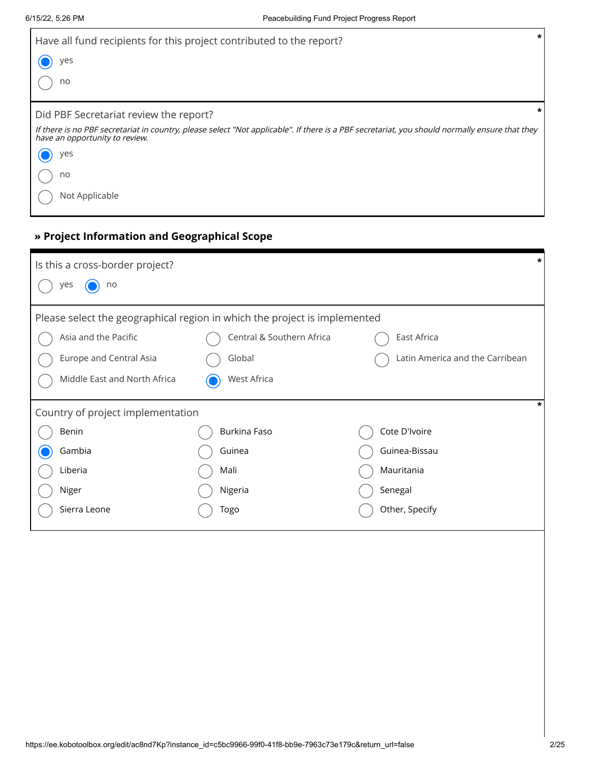Have all fund recipients for this project contributed to the report? *

- (●) yes
- ( ) no

Did PBF Secretariat review the report? *

*If there is no PBF secretariat in country, please select "Not applicable". If there is a PBF secretariat, you should normally ensure that they have an opportunity to review.*

- (●) yes
- ( ) no
- ( ) Not Applicable

## » Project Information and Geographical Scope

Is this a cross-border project? *

- ( ) yes
- (●) no

Please select the geographical region in which the project is implemented

- ( ) Asia and the Pacific
- ( ) Central & Southern Africa
- ( ) East Africa
- ( ) Europe and Central Asia
- ( ) Global
- ( ) Latin America and the Carribean
- ( ) Middle East and North Africa
- (●) West Africa

Country of project implementation *

- ( ) Benin
- ( ) Burkina Faso
- ( ) Cote D'Ivoire
- (●) Gambia
- ( ) Guinea
- ( ) Guinea-Bissau
- ( ) Liberia
- ( ) Mali
- ( ) Mauritania
- ( ) Niger
- ( ) Nigeria
- ( ) Senegal
- ( ) Sierra Leone
- ( ) Togo
- ( ) Other, Specify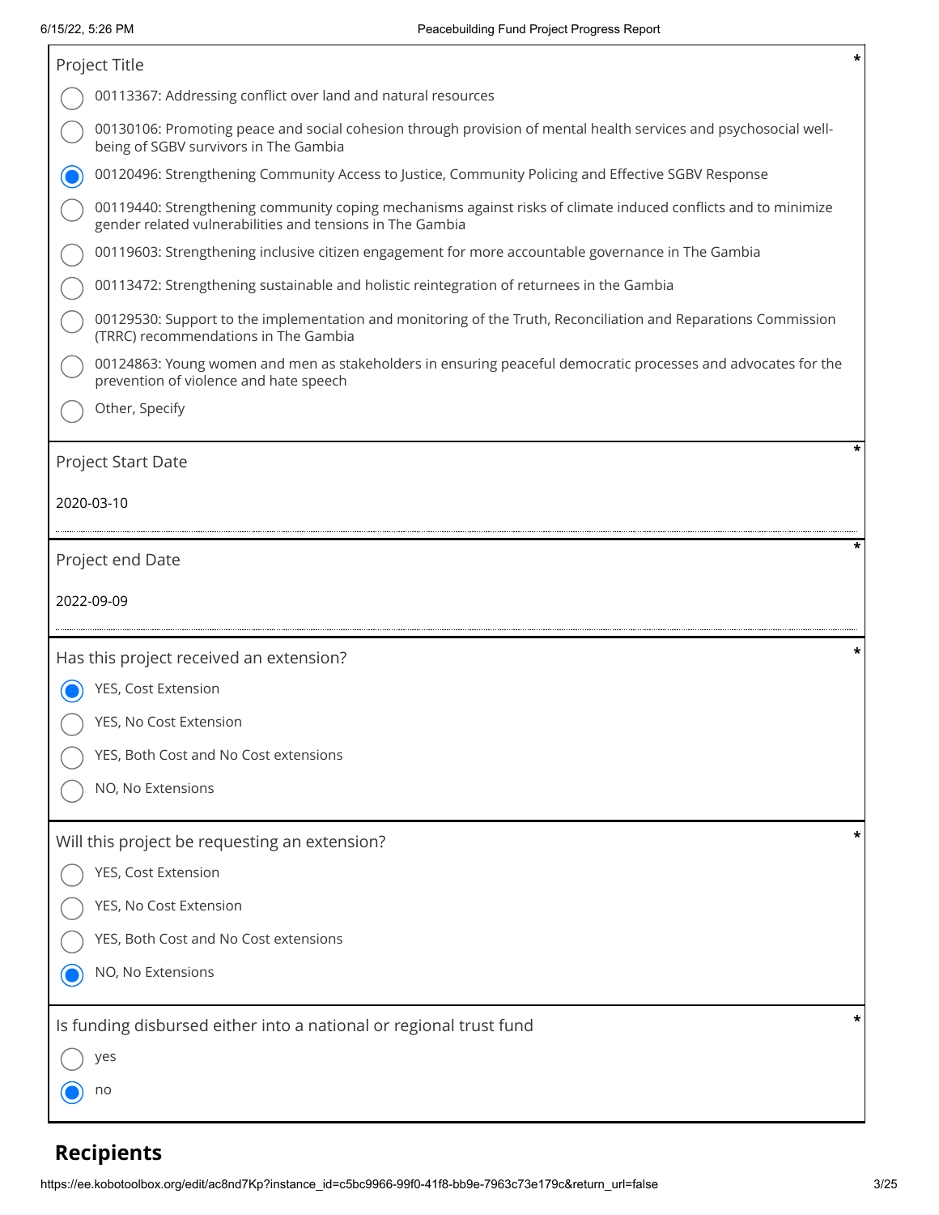Project Title *

- ( ) 00113367: Addressing conflict over land and natural resources
- ( ) 00130106: Promoting peace and social cohesion through provision of mental health services and psychosocial well-being of SGBV survivors in The Gambia
- (x) 00120496: Strengthening Community Access to Justice, Community Policing and Effective SGBV Response
- ( ) 00119440: Strengthening community coping mechanisms against risks of climate induced conflicts and to minimize gender related vulnerabilities and tensions in The Gambia
- ( ) 00119603: Strengthening inclusive citizen engagement for more accountable governance in The Gambia
- ( ) 00113472: Strengthening sustainable and holistic reintegration of returnees in the Gambia
- ( ) 00129530: Support to the implementation and monitoring of the Truth, Reconciliation and Reparations Commission (TRRC) recommendations in The Gambia
- ( ) 00124863: Young women and men as stakeholders in ensuring peaceful democratic processes and advocates for the prevention of violence and hate speech
- ( ) Other, Specify

Project Start Date *

2020-03-10

Project end Date *

2022-09-09

Has this project received an extension? *

- (x) YES, Cost Extension
- ( ) YES, No Cost Extension
- ( ) YES, Both Cost and No Cost extensions
- ( ) NO, No Extensions

Will this project be requesting an extension? *

- ( ) YES, Cost Extension
- ( ) YES, No Cost Extension
- ( ) YES, Both Cost and No Cost extensions
- (x) NO, No Extensions

Is funding disbursed either into a national or regional trust fund *

- ( ) yes
- (x) no

## Recipients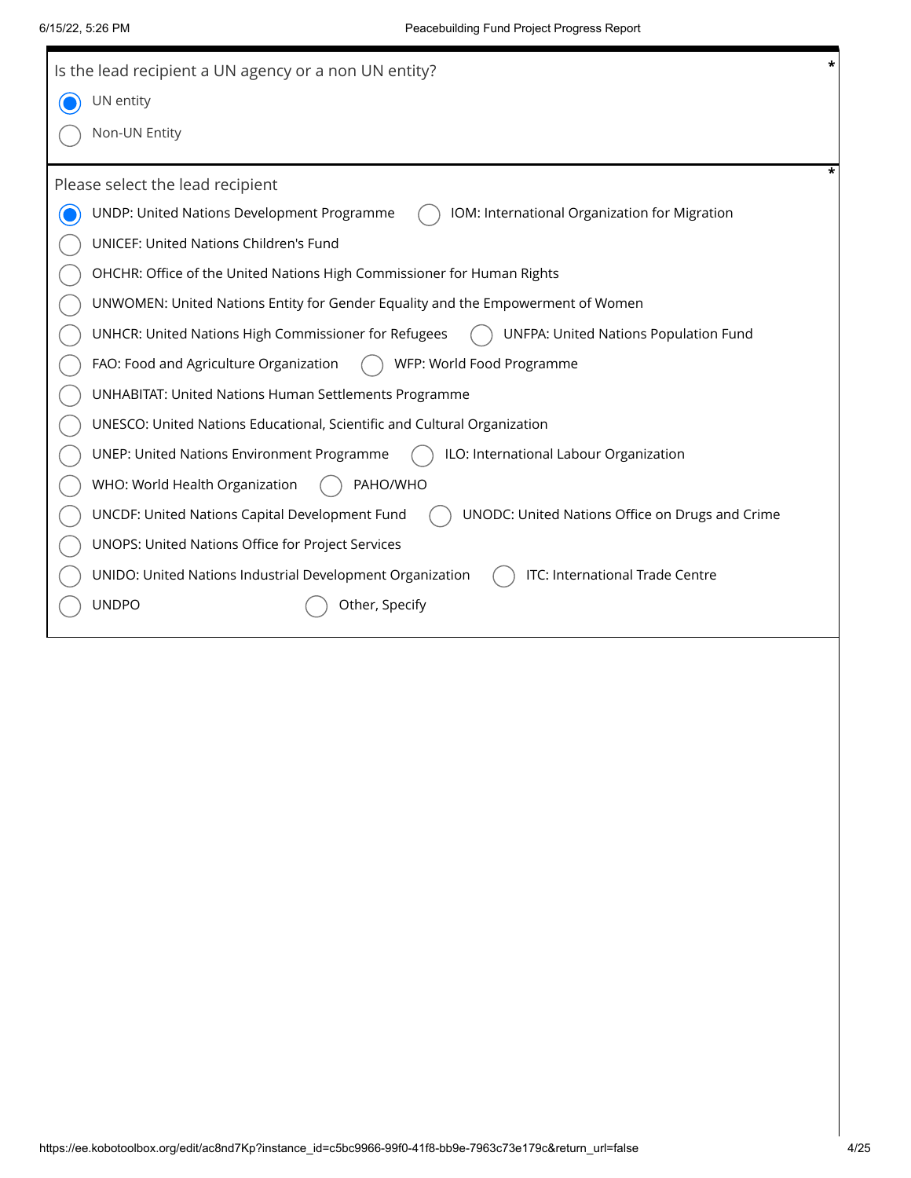Is the lead recipient a UN agency or a non UN entity? *

- (●) UN entity
- ( ) Non-UN Entity

Please select the lead recipient *

- (●) UNDP: United Nations Development Programme
- ( ) IOM: International Organization for Migration
- ( ) UNICEF: United Nations Children's Fund
- ( ) OHCHR: Office of the United Nations High Commissioner for Human Rights
- ( ) UNWOMEN: United Nations Entity for Gender Equality and the Empowerment of Women
- ( ) UNHCR: United Nations High Commissioner for Refugees
- ( ) UNFPA: United Nations Population Fund
- ( ) FAO: Food and Agriculture Organization
- ( ) WFP: World Food Programme
- ( ) UNHABITAT: United Nations Human Settlements Programme
- ( ) UNESCO: United Nations Educational, Scientific and Cultural Organization
- ( ) UNEP: United Nations Environment Programme
- ( ) ILO: International Labour Organization
- ( ) WHO: World Health Organization
- ( ) PAHO/WHO
- ( ) UNCDF: United Nations Capital Development Fund
- ( ) UNODC: United Nations Office on Drugs and Crime
- ( ) UNOPS: United Nations Office for Project Services
- ( ) UNIDO: United Nations Industrial Development Organization
- ( ) ITC: International Trade Centre
- ( ) UNDPO
- ( ) Other, Specify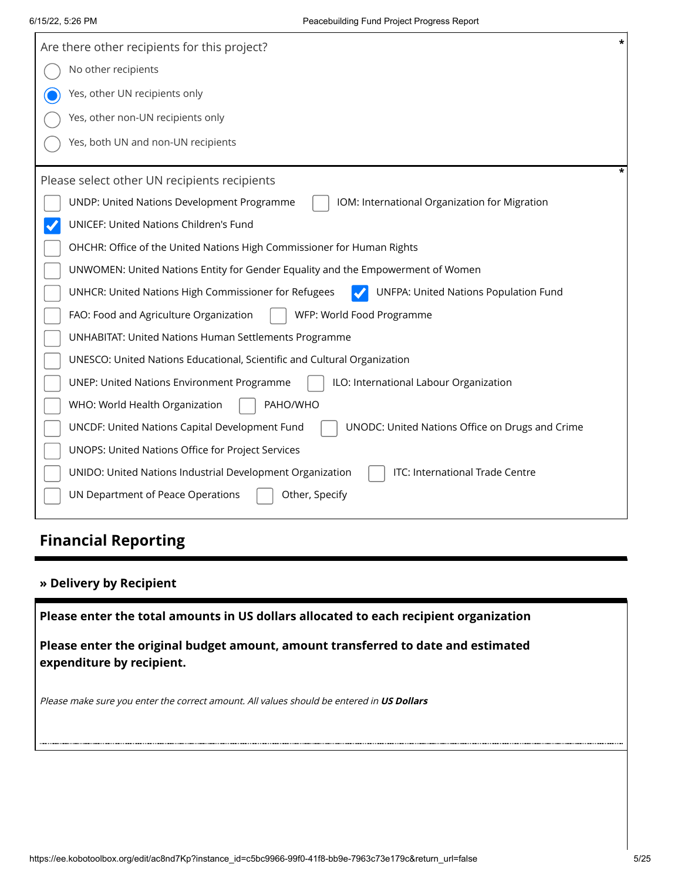Are there other recipients for this project? *

- ○ No other recipients
- ● Yes, other UN recipients only
- ○ Yes, other non-UN recipients only
- ○ Yes, both UN and non-UN recipients

Please select other UN recipients recipients *

- [ ] UNDP: United Nations Development Programme
- [ ] IOM: International Organization for Migration
- [x] UNICEF: United Nations Children's Fund
- [ ] OHCHR: Office of the United Nations High Commissioner for Human Rights
- [ ] UNWOMEN: United Nations Entity for Gender Equality and the Empowerment of Women
- [ ] UNHCR: United Nations High Commissioner for Refugees
- [x] UNFPA: United Nations Population Fund
- [ ] FAO: Food and Agriculture Organization
- [ ] WFP: World Food Programme
- [ ] UNHABITAT: United Nations Human Settlements Programme
- [ ] UNESCO: United Nations Educational, Scientific and Cultural Organization
- [ ] UNEP: United Nations Environment Programme
- [ ] ILO: International Labour Organization
- [ ] WHO: World Health Organization
- [ ] PAHO/WHO
- [ ] UNCDF: United Nations Capital Development Fund
- [ ] UNODC: United Nations Office on Drugs and Crime
- [ ] UNOPS: United Nations Office for Project Services
- [ ] UNIDO: United Nations Industrial Development Organization
- [ ] ITC: International Trade Centre
- [ ] UN Department of Peace Operations
- [ ] Other, Specify

## Financial Reporting

### » Delivery by Recipient

**Please enter the total amounts in US dollars allocated to each recipient organization**

**Please enter the original budget amount, amount transferred to date and estimated expenditure by recipient.**

*Please make sure you enter the correct amount. All values should be entered in **US Dollars***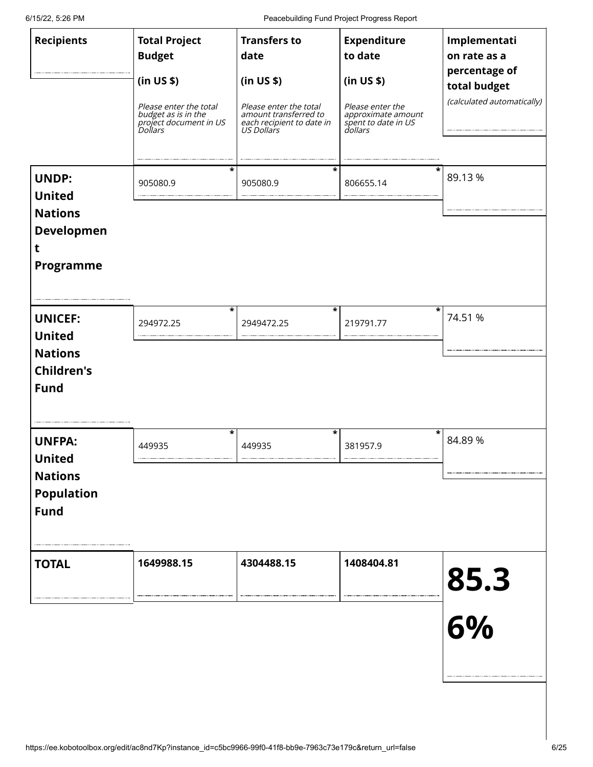| Recipients | Total Project Budget (in US $) *Please enter the total budget as is in the project document in US Dollars* | Transfers to date (in US $) *Please enter the total amount transferred to each recipient to date in US Dollars* | Expenditure to date (in US $) *Please enter the approximate amount spent to date in US dollars* | Implementation rate as a percentage of total budget *(calculated automatically)* |
|---|---|---|---|---|
| **UNDP: United Nations Development Programme** | 905080.9 * | 905080.9 * | 806655.14 * | 89.13 % |
| **UNICEF: United Nations Children's Fund** | 294972.25 * | 2949472.25 * | 219791.77 * | 74.51 % |
| **UNFPA: United Nations Population Fund** | 449935 * | 449935 * | 381957.9 * | 84.89 % |
| **TOTAL** | **1649988.15** | **4304488.15** | **1408404.81** | **85.36%** |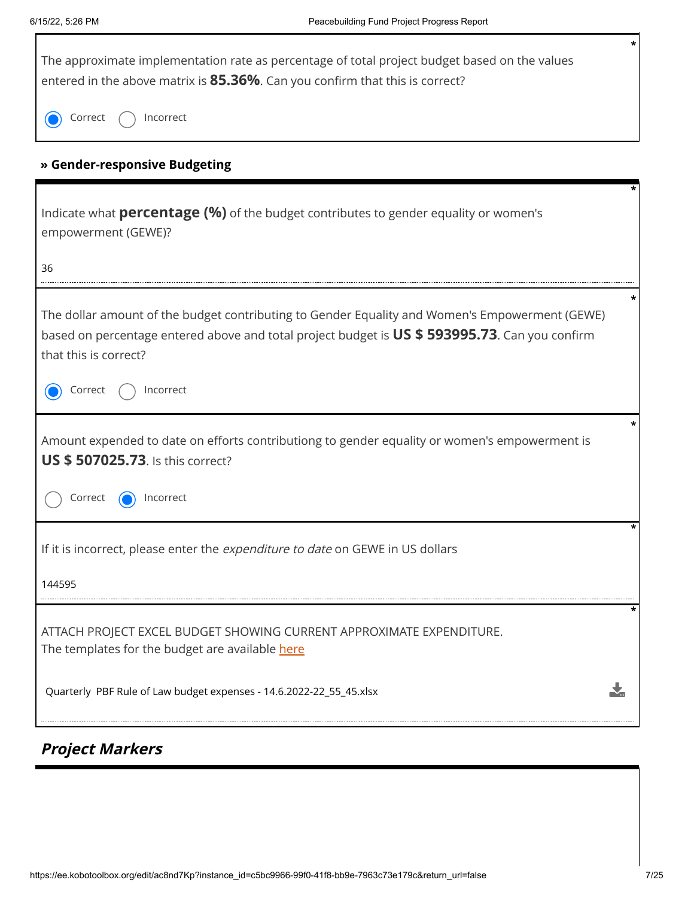The approximate implementation rate as percentage of total project budget based on the values entered in the above matrix is **85.36%**. Can you confirm that this is correct? *

- (●) Correct
- ( ) Incorrect

### » Gender-responsive Budgeting

Indicate what **percentage (%)** of the budget contributes to gender equality or women's empowerment (GEWE)? *

36

The dollar amount of the budget contributing to Gender Equality and Women's Empowerment (GEWE) based on percentage entered above and total project budget is **US $ 593995.73**. Can you confirm that this is correct? *

- (●) Correct
- ( ) Incorrect

Amount expended to date on efforts contributiong to gender equality or women's empowerment is **US $ 507025.73**. Is this correct? *

- ( ) Correct
- (●) Incorrect

If it is incorrect, please enter the *expenditure to date* on GEWE in US dollars *

144595

ATTACH PROJECT EXCEL BUDGET SHOWING CURRENT APPROXIMATE EXPENDITURE. *
The templates for the budget are available here

Quarterly PBF Rule of Law budget expenses - 14.6.2022-22_55_45.xlsx

## *Project Markers*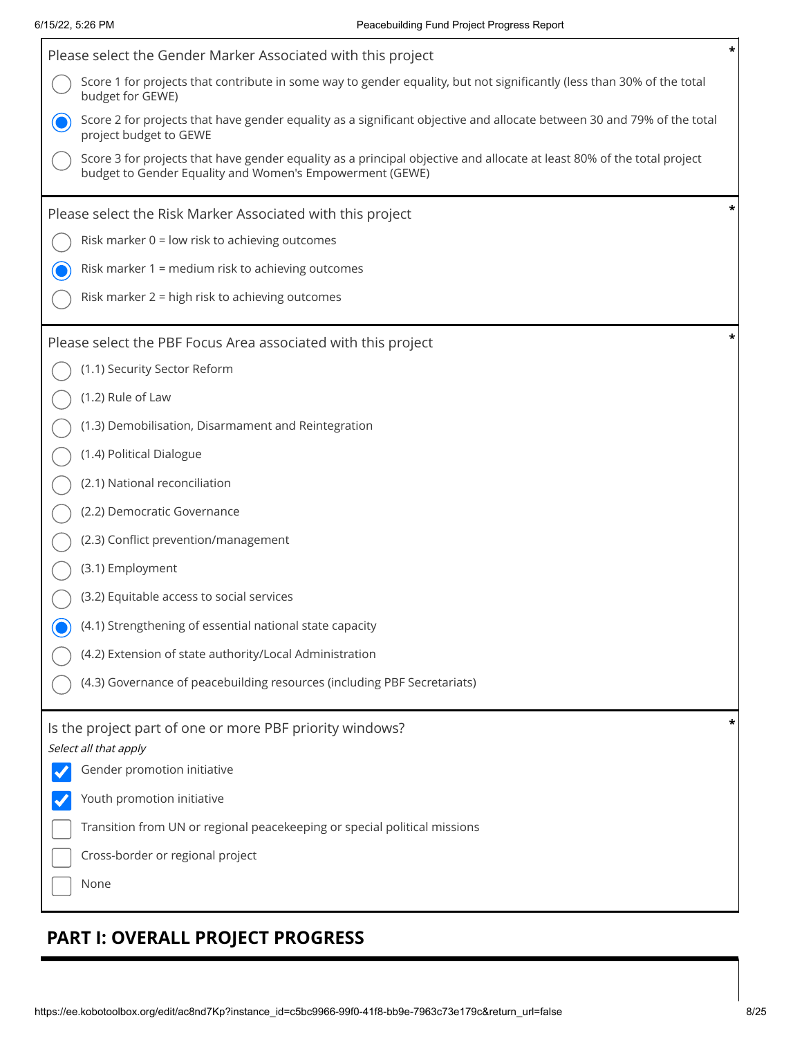Please select the Gender Marker Associated with this project *

- ( ) Score 1 for projects that contribute in some way to gender equality, but not significantly (less than 30% of the total budget for GEWE)
- (x) Score 2 for projects that have gender equality as a significant objective and allocate between 30 and 79% of the total project budget to GEWE
- ( ) Score 3 for projects that have gender equality as a principal objective and allocate at least 80% of the total project budget to Gender Equality and Women's Empowerment (GEWE)

Please select the Risk Marker Associated with this project *

- ( ) Risk marker 0 = low risk to achieving outcomes
- (x) Risk marker 1 = medium risk to achieving outcomes
- ( ) Risk marker 2 = high risk to achieving outcomes

Please select the PBF Focus Area associated with this project *

- ( ) (1.1) Security Sector Reform
- ( ) (1.2) Rule of Law
- ( ) (1.3) Demobilisation, Disarmament and Reintegration
- ( ) (1.4) Political Dialogue
- ( ) (2.1) National reconciliation
- ( ) (2.2) Democratic Governance
- ( ) (2.3) Conflict prevention/management
- ( ) (3.1) Employment
- ( ) (3.2) Equitable access to social services
- (x) (4.1) Strengthening of essential national state capacity
- ( ) (4.2) Extension of state authority/Local Administration
- ( ) (4.3) Governance of peacebuilding resources (including PBF Secretariats)

Is the project part of one or more PBF priority windows? *

*Select all that apply*

- [x] Gender promotion initiative
- [x] Youth promotion initiative
- [ ] Transition from UN or regional peacekeeping or special political missions
- [ ] Cross-border or regional project
- [ ] None

## PART I: OVERALL PROJECT PROGRESS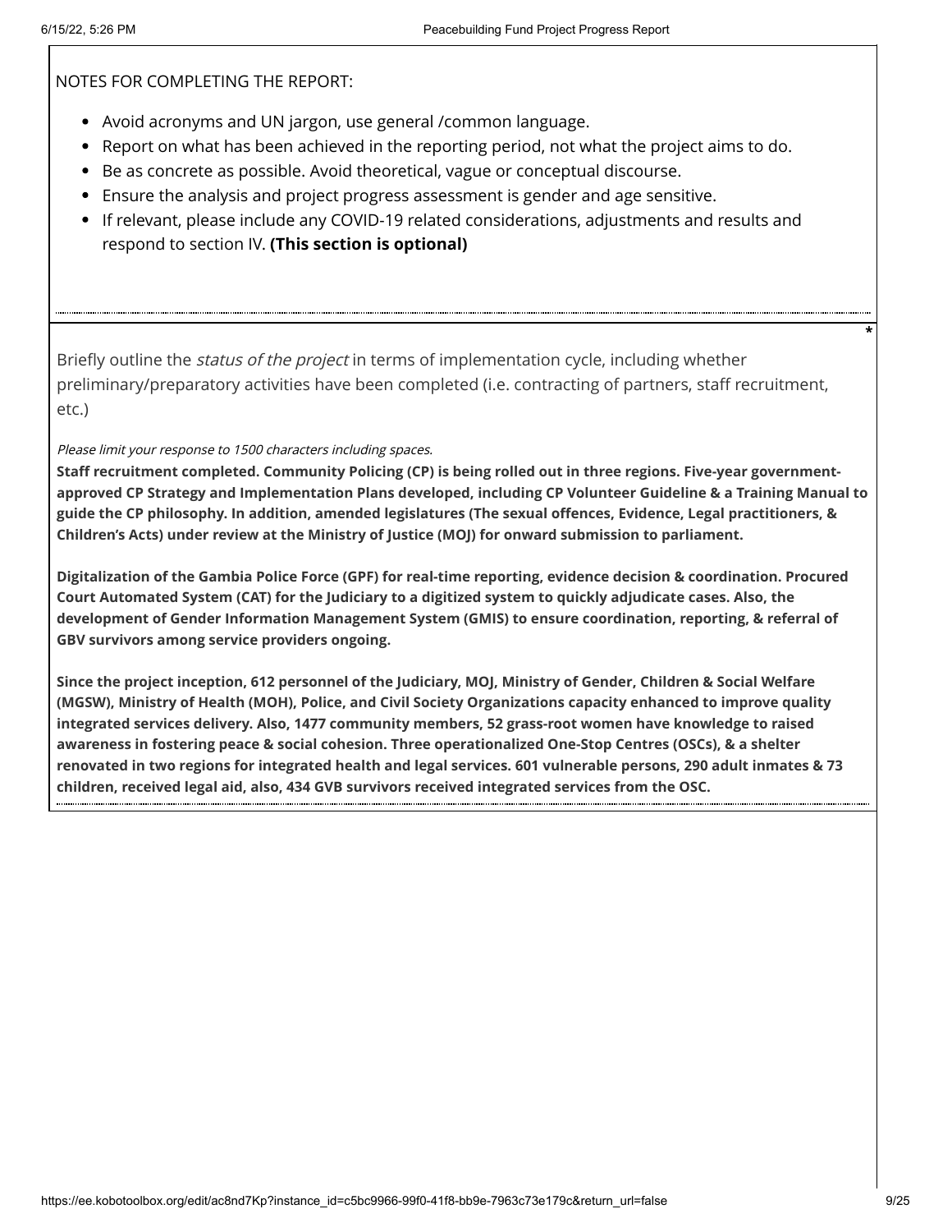NOTES FOR COMPLETING THE REPORT:

- Avoid acronyms and UN jargon, use general /common language.
- Report on what has been achieved in the reporting period, not what the project aims to do.
- Be as concrete as possible. Avoid theoretical, vague or conceptual discourse.
- Ensure the analysis and project progress assessment is gender and age sensitive.
- If relevant, please include any COVID-19 related considerations, adjustments and results and respond to section IV. **(This section is optional)**

*

Briefly outline the *status of the project* in terms of implementation cycle, including whether preliminary/preparatory activities have been completed (i.e. contracting of partners, staff recruitment, etc.)

*Please limit your response to 1500 characters including spaces.*

**Staff recruitment completed. Community Policing (CP) is being rolled out in three regions. Five-year government-approved CP Strategy and Implementation Plans developed, including CP Volunteer Guideline & a Training Manual to guide the CP philosophy. In addition, amended legislatures (The sexual offences, Evidence, Legal practitioners, & Children's Acts) under review at the Ministry of Justice (MOJ) for onward submission to parliament.**

**Digitalization of the Gambia Police Force (GPF) for real-time reporting, evidence decision & coordination. Procured Court Automated System (CAT) for the Judiciary to a digitized system to quickly adjudicate cases. Also, the development of Gender Information Management System (GMIS) to ensure coordination, reporting, & referral of GBV survivors among service providers ongoing.**

**Since the project inception, 612 personnel of the Judiciary, MOJ, Ministry of Gender, Children & Social Welfare (MGSW), Ministry of Health (MOH), Police, and Civil Society Organizations capacity enhanced to improve quality integrated services delivery. Also, 1477 community members, 52 grass-root women have knowledge to raised awareness in fostering peace & social cohesion. Three operationalized One-Stop Centres (OSCs), & a shelter renovated in two regions for integrated health and legal services. 601 vulnerable persons, 290 adult inmates & 73 children, received legal aid, also, 434 GVB survivors received integrated services from the OSC.**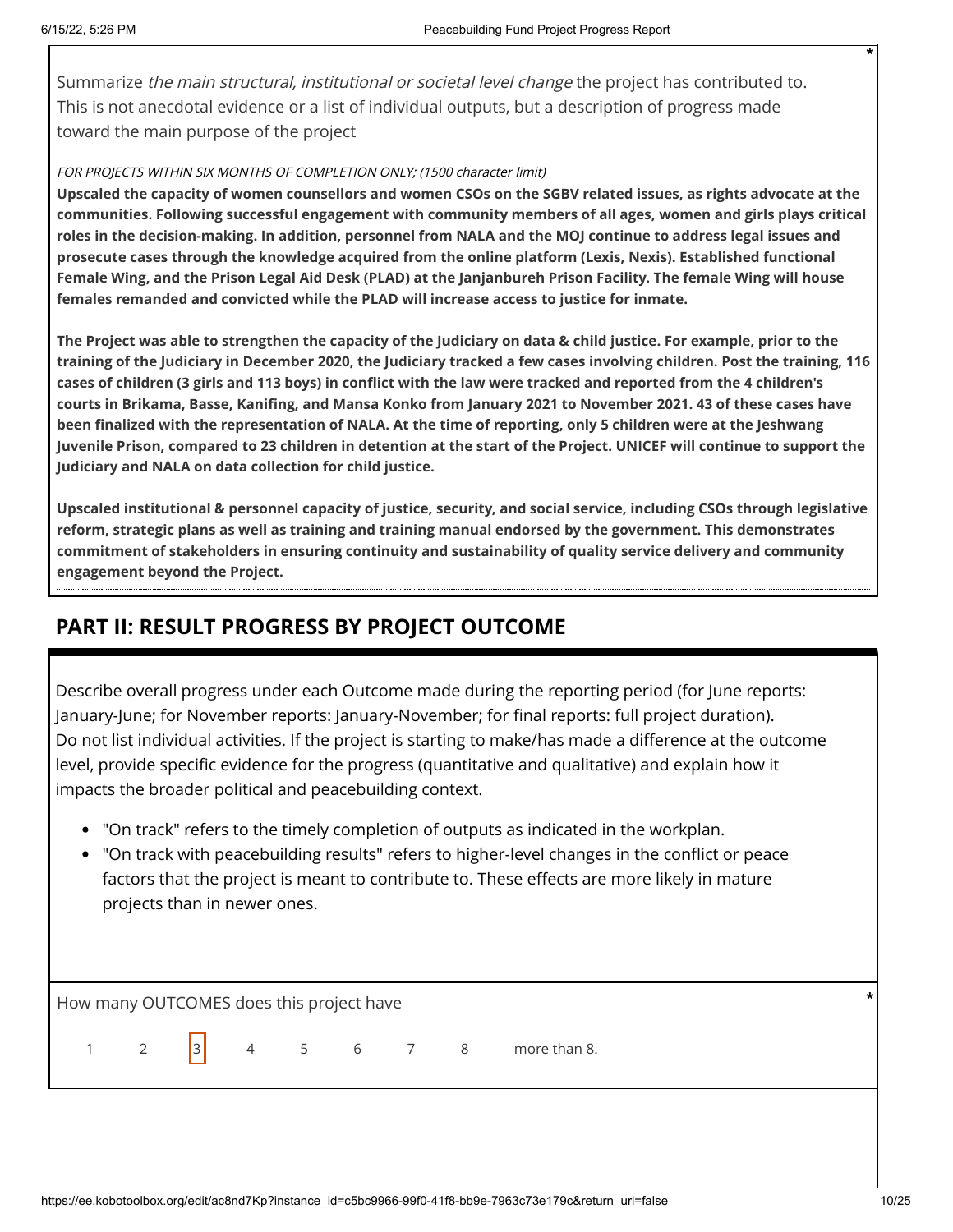Summarize *the main structural, institutional or societal level change* the project has contributed to. This is not anecdotal evidence or a list of individual outputs, but a description of progress made toward the main purpose of the project

*FOR PROJECTS WITHIN SIX MONTHS OF COMPLETION ONLY; (1500 character limit)*

**Upscaled the capacity of women counsellors and women CSOs on the SGBV related issues, as rights advocate at the communities. Following successful engagement with community members of all ages, women and girls plays critical roles in the decision-making. In addition, personnel from NALA and the MOJ continue to address legal issues and prosecute cases through the knowledge acquired from the online platform (Lexis, Nexis). Established functional Female Wing, and the Prison Legal Aid Desk (PLAD) at the Janjanbureh Prison Facility. The female Wing will house females remanded and convicted while the PLAD will increase access to justice for inmate.**

**The Project was able to strengthen the capacity of the Judiciary on data & child justice. For example, prior to the training of the Judiciary in December 2020, the Judiciary tracked a few cases involving children. Post the training, 116 cases of children (3 girls and 113 boys) in conflict with the law were tracked and reported from the 4 children's courts in Brikama, Basse, Kanifing, and Mansa Konko from January 2021 to November 2021. 43 of these cases have been finalized with the representation of NALA. At the time of reporting, only 5 children were at the Jeshwang Juvenile Prison, compared to 23 children in detention at the start of the Project. UNICEF will continue to support the Judiciary and NALA on data collection for child justice.**

**Upscaled institutional & personnel capacity of justice, security, and social service, including CSOs through legislative reform, strategic plans as well as training and training manual endorsed by the government. This demonstrates commitment of stakeholders in ensuring continuity and sustainability of quality service delivery and community engagement beyond the Project.**

## PART II: RESULT PROGRESS BY PROJECT OUTCOME

Describe overall progress under each Outcome made during the reporting period (for June reports: January-June; for November reports: January-November; for final reports: full project duration). Do not list individual activities. If the project is starting to make/has made a difference at the outcome level, provide specific evidence for the progress (quantitative and qualitative) and explain how it impacts the broader political and peacebuilding context.

- "On track" refers to the timely completion of outputs as indicated in the workplan.
- "On track with peacebuilding results" refers to higher-level changes in the conflict or peace factors that the project is meant to contribute to. These effects are more likely in mature projects than in newer ones.

How many OUTCOMES does this project have *

1 2 [3] 4 5 6 7 8 more than 8.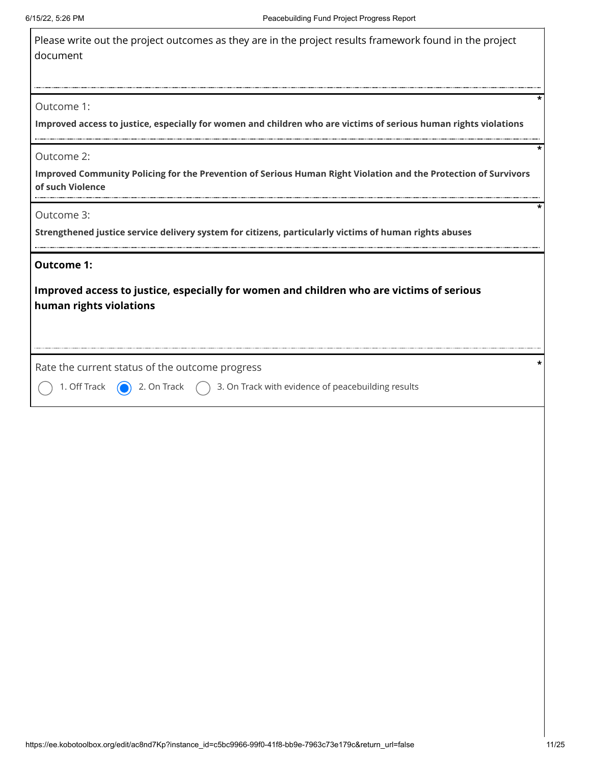Please write out the project outcomes as they are in the project results framework found in the project document

Outcome 1: *

**Improved access to justice, especially for women and children who are victims of serious human rights violations**

Outcome 2: *

**Improved Community Policing for the Prevention of Serious Human Right Violation and the Protection of Survivors of such Violence**

Outcome 3: *

**Strengthened justice service delivery system for citizens, particularly victims of human rights abuses**

**Outcome 1:**

**Improved access to justice, especially for women and children who are victims of serious human rights violations**

Rate the current status of the outcome progress *

- ( ) 1. Off Track
- (•) 2. On Track
- ( ) 3. On Track with evidence of peacebuilding results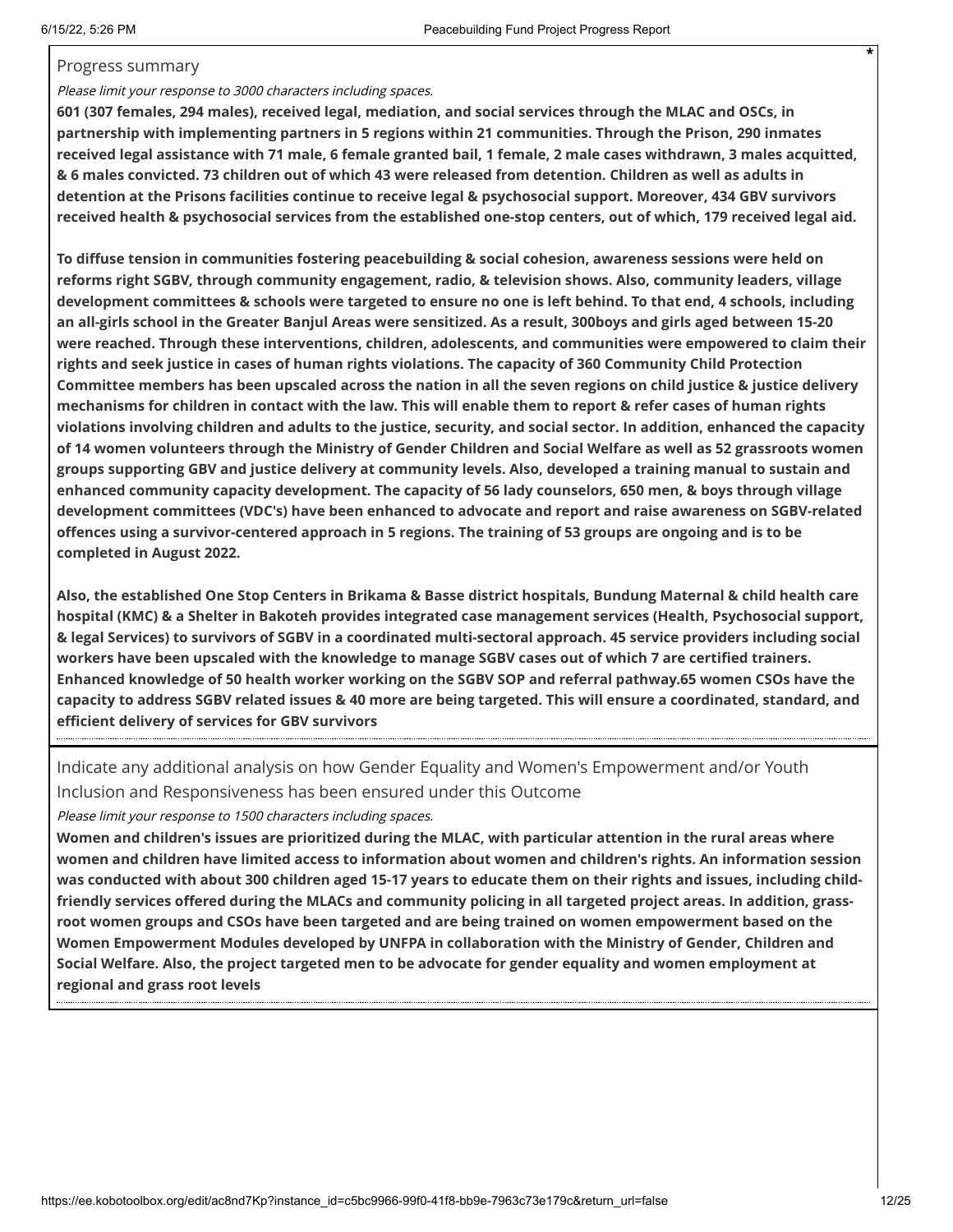Progress summary

*Please limit your response to 3000 characters including spaces.*

**601 (307 females, 294 males), received legal, mediation, and social services through the MLAC and OSCs, in partnership with implementing partners in 5 regions within 21 communities. Through the Prison, 290 inmates received legal assistance with 71 male, 6 female granted bail, 1 female, 2 male cases withdrawn, 3 males acquitted, & 6 males convicted. 73 children out of which 43 were released from detention. Children as well as adults in detention at the Prisons facilities continue to receive legal & psychosocial support. Moreover, 434 GBV survivors received health & psychosocial services from the established one-stop centers, out of which, 179 received legal aid.**

**To diffuse tension in communities fostering peacebuilding & social cohesion, awareness sessions were held on reforms right SGBV, through community engagement, radio, & television shows. Also, community leaders, village development committees & schools were targeted to ensure no one is left behind. To that end, 4 schools, including an all-girls school in the Greater Banjul Areas were sensitized. As a result, 300boys and girls aged between 15-20 were reached. Through these interventions, children, adolescents, and communities were empowered to claim their rights and seek justice in cases of human rights violations. The capacity of 360 Community Child Protection Committee members has been upscaled across the nation in all the seven regions on child justice & justice delivery mechanisms for children in contact with the law. This will enable them to report & refer cases of human rights violations involving children and adults to the justice, security, and social sector. In addition, enhanced the capacity of 14 women volunteers through the Ministry of Gender Children and Social Welfare as well as 52 grassroots women groups supporting GBV and justice delivery at community levels. Also, developed a training manual to sustain and enhanced community capacity development. The capacity of 56 lady counselors, 650 men, & boys through village development committees (VDC's) have been enhanced to advocate and report and raise awareness on SGBV-related offences using a survivor-centered approach in 5 regions. The training of 53 groups are ongoing and is to be completed in August 2022.**

**Also, the established One Stop Centers in Brikama & Basse district hospitals, Bundung Maternal & child health care hospital (KMC) & a Shelter in Bakoteh provides integrated case management services (Health, Psychosocial support, & legal Services) to survivors of SGBV in a coordinated multi-sectoral approach. 45 service providers including social workers have been upscaled with the knowledge to manage SGBV cases out of which 7 are certified trainers. Enhanced knowledge of 50 health worker working on the SGBV SOP and referral pathway.65 women CSOs have the capacity to address SGBV related issues & 40 more are being targeted. This will ensure a coordinated, standard, and efficient delivery of services for GBV survivors**

Indicate any additional analysis on how Gender Equality and Women's Empowerment and/or Youth Inclusion and Responsiveness has been ensured under this Outcome

*Please limit your response to 1500 characters including spaces.*

**Women and children's issues are prioritized during the MLAC, with particular attention in the rural areas where women and children have limited access to information about women and children's rights. An information session was conducted with about 300 children aged 15-17 years to educate them on their rights and issues, including child-friendly services offered during the MLACs and community policing in all targeted project areas. In addition, grass-root women groups and CSOs have been targeted and are being trained on women empowerment based on the Women Empowerment Modules developed by UNFPA in collaboration with the Ministry of Gender, Children and Social Welfare. Also, the project targeted men to be advocate for gender equality and women employment at regional and grass root levels**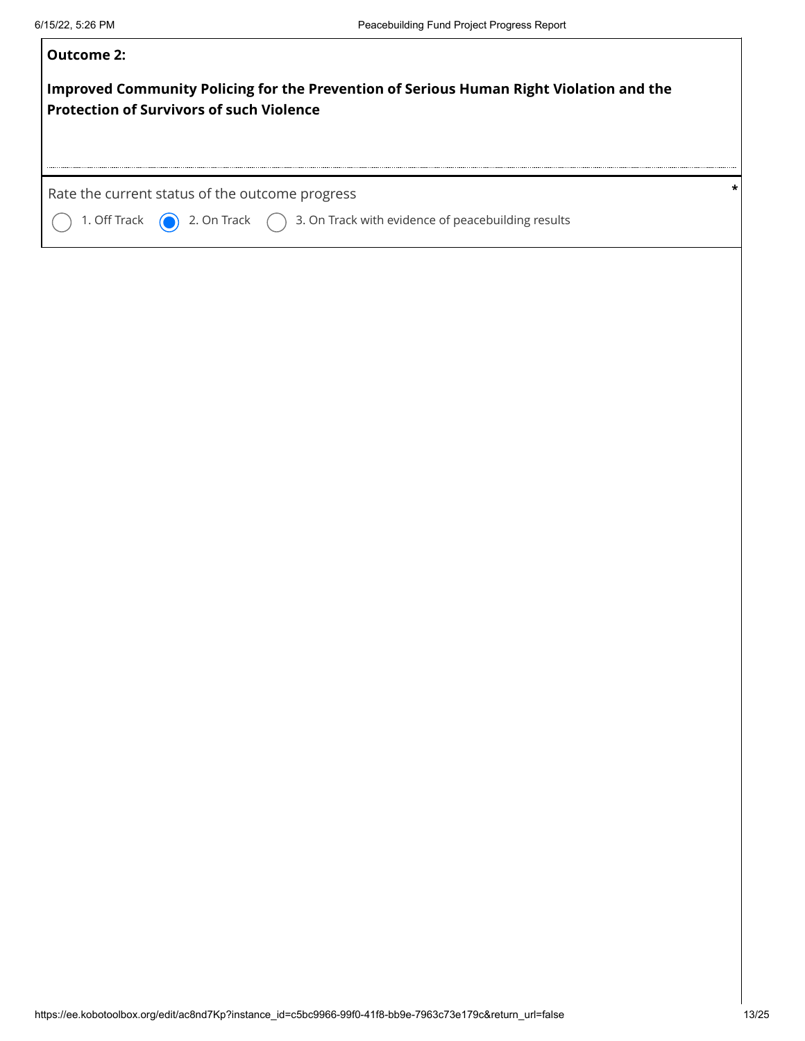**Outcome 2:**

**Improved Community Policing for the Prevention of Serious Human Right Violation and the Protection of Survivors of such Violence**

Rate the current status of the outcome progress *

- ( ) 1. Off Track
- (•) 2. On Track
- ( ) 3. On Track with evidence of peacebuilding results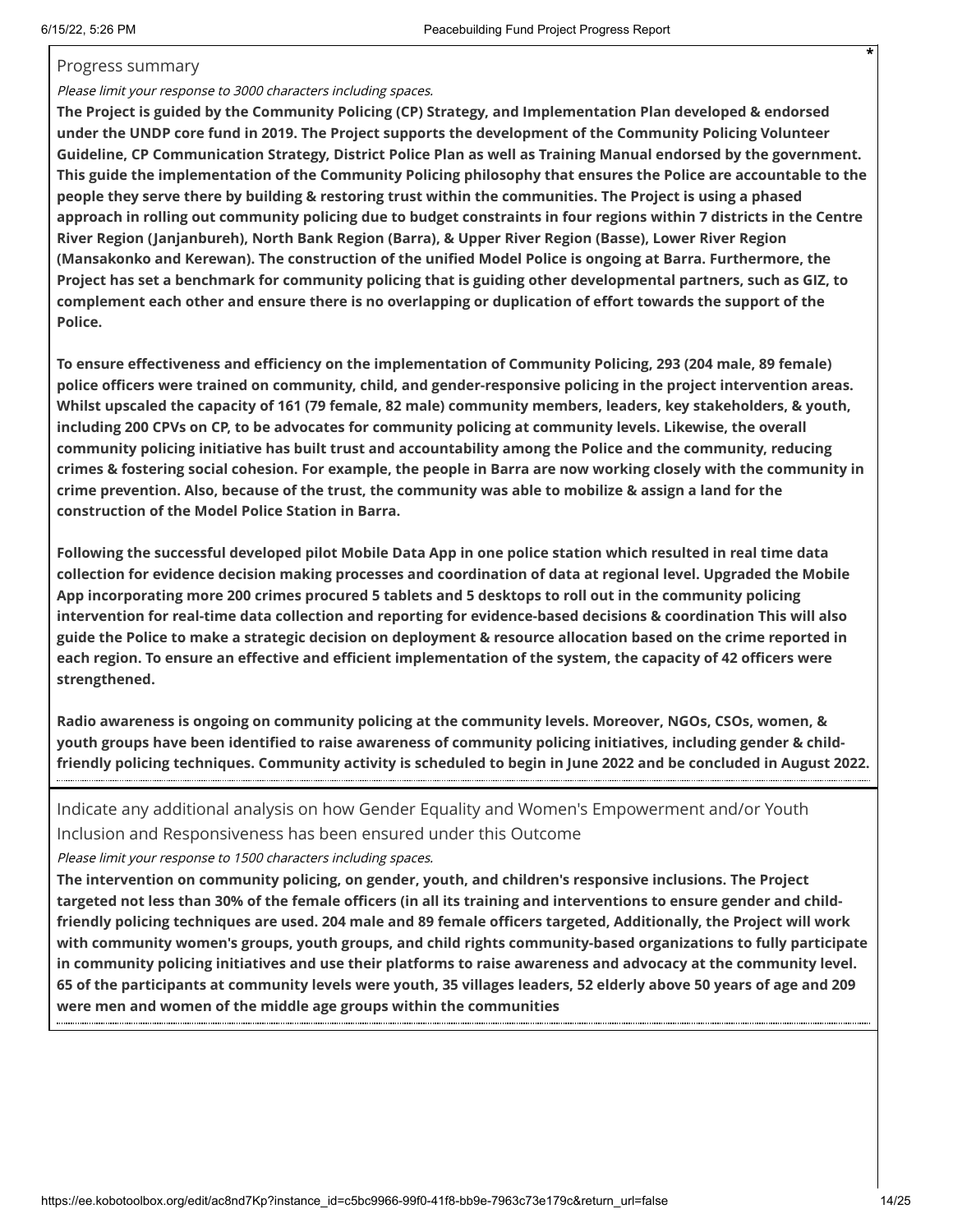Progress summary

*Please limit your response to 3000 characters including spaces.*

**The Project is guided by the Community Policing (CP) Strategy, and Implementation Plan developed & endorsed under the UNDP core fund in 2019. The Project supports the development of the Community Policing Volunteer Guideline, CP Communication Strategy, District Police Plan as well as Training Manual endorsed by the government. This guide the implementation of the Community Policing philosophy that ensures the Police are accountable to the people they serve there by building & restoring trust within the communities. The Project is using a phased approach in rolling out community policing due to budget constraints in four regions within 7 districts in the Centre River Region (Janjanbureh), North Bank Region (Barra), & Upper River Region (Basse), Lower River Region (Mansakonko and Kerewan). The construction of the unified Model Police is ongoing at Barra. Furthermore, the Project has set a benchmark for community policing that is guiding other developmental partners, such as GIZ, to complement each other and ensure there is no overlapping or duplication of effort towards the support of the Police.**

**To ensure effectiveness and efficiency on the implementation of Community Policing, 293 (204 male, 89 female) police officers were trained on community, child, and gender-responsive policing in the project intervention areas. Whilst upscaled the capacity of 161 (79 female, 82 male) community members, leaders, key stakeholders, & youth, including 200 CPVs on CP, to be advocates for community policing at community levels. Likewise, the overall community policing initiative has built trust and accountability among the Police and the community, reducing crimes & fostering social cohesion. For example, the people in Barra are now working closely with the community in crime prevention. Also, because of the trust, the community was able to mobilize & assign a land for the construction of the Model Police Station in Barra.**

**Following the successful developed pilot Mobile Data App in one police station which resulted in real time data collection for evidence decision making processes and coordination of data at regional level. Upgraded the Mobile App incorporating more 200 crimes procured 5 tablets and 5 desktops to roll out in the community policing intervention for real-time data collection and reporting for evidence-based decisions & coordination This will also guide the Police to make a strategic decision on deployment & resource allocation based on the crime reported in each region. To ensure an effective and efficient implementation of the system, the capacity of 42 officers were strengthened.**

**Radio awareness is ongoing on community policing at the community levels. Moreover, NGOs, CSOs, women, & youth groups have been identified to raise awareness of community policing initiatives, including gender & child-friendly policing techniques. Community activity is scheduled to begin in June 2022 and be concluded in August 2022.**

Indicate any additional analysis on how Gender Equality and Women's Empowerment and/or Youth Inclusion and Responsiveness has been ensured under this Outcome

*Please limit your response to 1500 characters including spaces.*

**The intervention on community policing, on gender, youth, and children's responsive inclusions. The Project targeted not less than 30% of the female officers (in all its training and interventions to ensure gender and child-friendly policing techniques are used. 204 male and 89 female officers targeted, Additionally, the Project will work with community women's groups, youth groups, and child rights community-based organizations to fully participate in community policing initiatives and use their platforms to raise awareness and advocacy at the community level. 65 of the participants at community levels were youth, 35 villages leaders, 52 elderly above 50 years of age and 209 were men and women of the middle age groups within the communities**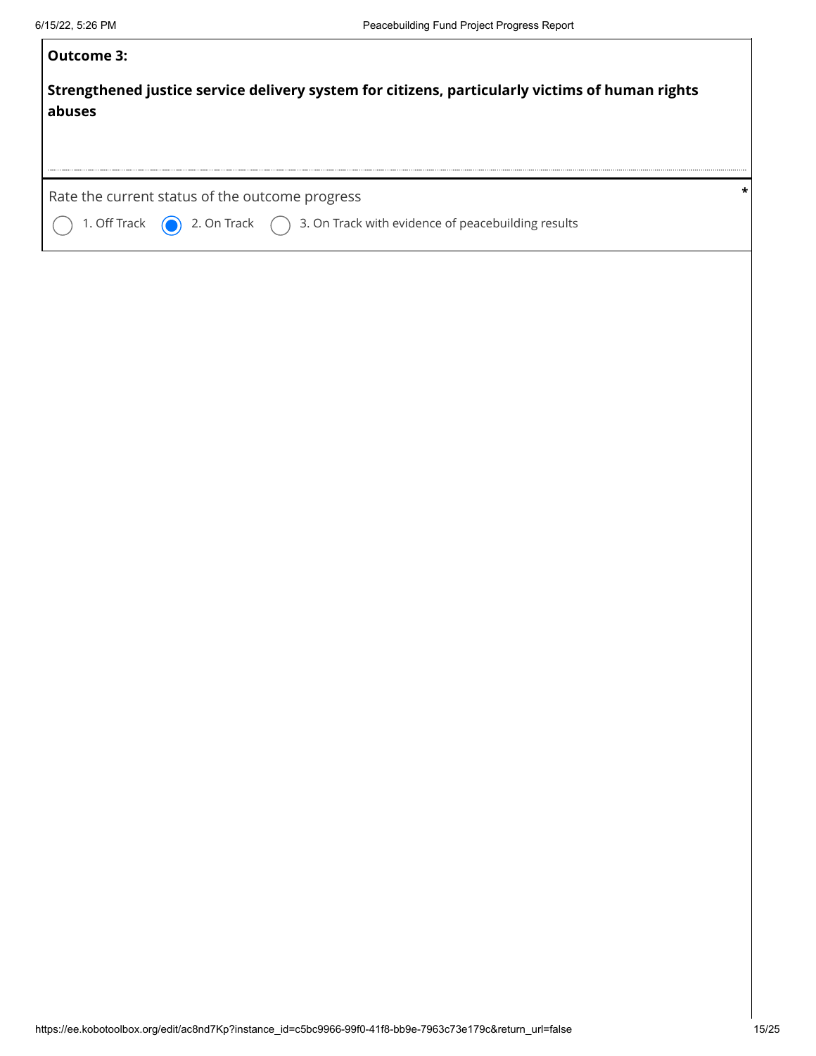**Outcome 3:**

**Strengthened justice service delivery system for citizens, particularly victims of human rights abuses**

Rate the current status of the outcome progress *

- ○ 1. Off Track
- ◉ 2. On Track
- ○ 3. On Track with evidence of peacebuilding results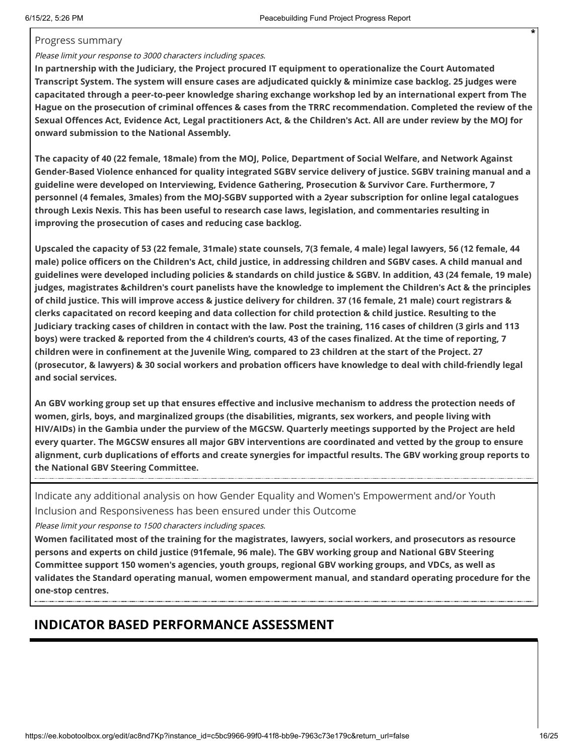Progress summary

*Please limit your response to 3000 characters including spaces.*

**In partnership with the Judiciary, the Project procured IT equipment to operationalize the Court Automated Transcript System. The system will ensure cases are adjudicated quickly & minimize case backlog. 25 judges were capacitated through a peer-to-peer knowledge sharing exchange workshop led by an international expert from The Hague on the prosecution of criminal offences & cases from the TRRC recommendation. Completed the review of the Sexual Offences Act, Evidence Act, Legal practitioners Act, & the Children's Act. All are under review by the MOJ for onward submission to the National Assembly.**

**The capacity of 40 (22 female, 18male) from the MOJ, Police, Department of Social Welfare, and Network Against Gender-Based Violence enhanced for quality integrated SGBV service delivery of justice. SGBV training manual and a guideline were developed on Interviewing, Evidence Gathering, Prosecution & Survivor Care. Furthermore, 7 personnel (4 females, 3males) from the MOJ-SGBV supported with a 2year subscription for online legal catalogues through Lexis Nexis. This has been useful to research case laws, legislation, and commentaries resulting in improving the prosecution of cases and reducing case backlog.**

**Upscaled the capacity of 53 (22 female, 31male) state counsels, 7(3 female, 4 male) legal lawyers, 56 (12 female, 44 male) police officers on the Children's Act, child justice, in addressing children and SGBV cases. A child manual and guidelines were developed including policies & standards on child justice & SGBV. In addition, 43 (24 female, 19 male) judges, magistrates &children's court panelists have the knowledge to implement the Children's Act & the principles of child justice. This will improve access & justice delivery for children. 37 (16 female, 21 male) court registrars & clerks capacitated on record keeping and data collection for child protection & child justice. Resulting to the Judiciary tracking cases of children in contact with the law. Post the training, 116 cases of children (3 girls and 113 boys) were tracked & reported from the 4 children's courts, 43 of the cases finalized. At the time of reporting, 7 children were in confinement at the Juvenile Wing, compared to 23 children at the start of the Project. 27 (prosecutor, & lawyers) & 30 social workers and probation officers have knowledge to deal with child-friendly legal and social services.**

**An GBV working group set up that ensures effective and inclusive mechanism to address the protection needs of women, girls, boys, and marginalized groups (the disabilities, migrants, sex workers, and people living with HIV/AIDs) in the Gambia under the purview of the MGCSW. Quarterly meetings supported by the Project are held every quarter. The MGCSW ensures all major GBV interventions are coordinated and vetted by the group to ensure alignment, curb duplications of efforts and create synergies for impactful results. The GBV working group reports to the National GBV Steering Committee.**

Indicate any additional analysis on how Gender Equality and Women's Empowerment and/or Youth Inclusion and Responsiveness has been ensured under this Outcome

*Please limit your response to 1500 characters including spaces.*

**Women facilitated most of the training for the magistrates, lawyers, social workers, and prosecutors as resource persons and experts on child justice (91female, 96 male). The GBV working group and National GBV Steering Committee support 150 women's agencies, youth groups, regional GBV working groups, and VDCs, as well as validates the Standard operating manual, women empowerment manual, and standard operating procedure for the one-stop centres.**

## INDICATOR BASED PERFORMANCE ASSESSMENT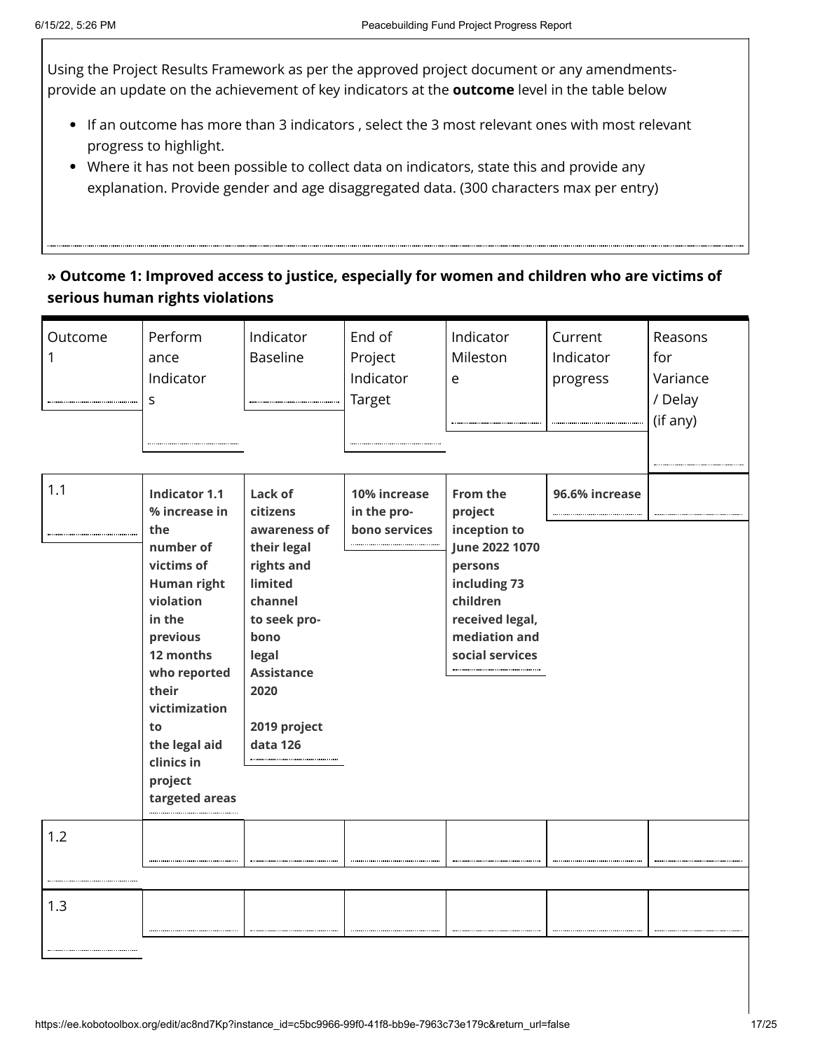Using the Project Results Framework as per the approved project document or any amendments- provide an update on the achievement of key indicators at the **outcome** level in the table below

- If an outcome has more than 3 indicators , select the 3 most relevant ones with most relevant progress to highlight.
- Where it has not been possible to collect data on indicators, state this and provide any explanation. Provide gender and age disaggregated data. (300 characters max per entry)

**» Outcome 1: Improved access to justice, especially for women and children who are victims of serious human rights violations**

| Outcome 1 | Performance Indicators | Indicator Baseline | End of Project Indicator Target | Indicator Milestone | Current Indicator progress | Reasons for Variance / Delay (if any) |
|---|---|---|---|---|---|---|
| 1.1 | **Indicator 1.1 % increase in the number of victims of Human right violation in the previous 12 months who reported their victimization to the legal aid clinics in project targeted areas** | **Lack of citizens awareness of their legal rights and limited channel to seek pro-bono legal Assistance 2020**<br><br>**2019 project data 126** | **10% increase in the pro-bono services** | **From the project inception to June 2022 1070 persons including 73 children received legal, mediation and social services** | **96.6% increase** | |
| 1.2 | | | | | | |
| 1.3 | | | | | | |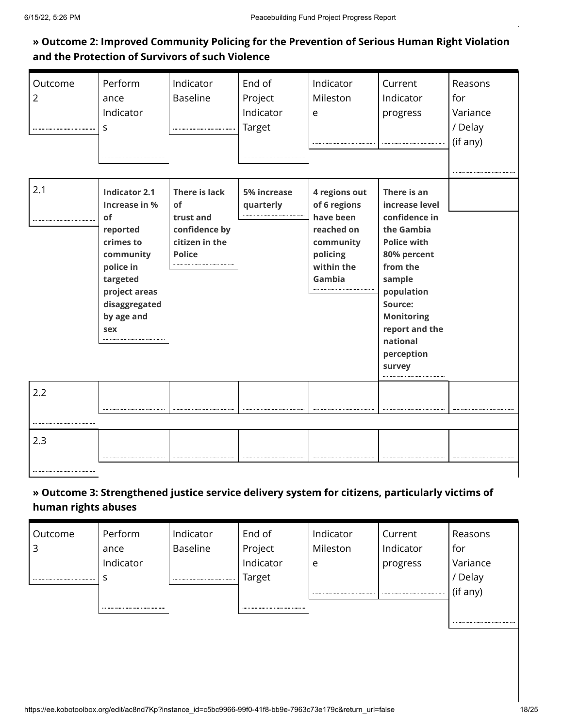### » Outcome 2: Improved Community Policing for the Prevention of Serious Human Right Violation and the Protection of Survivors of such Violence

| Outcome 2 | Performance Indicators | Indicator Baseline | End of Project Indicator Target | Indicator Milestone | Current Indicator progress | Reasons for Variance / Delay (if any) |
|---|---|---|---|---|---|---|
| 2.1 | **Indicator 2.1 Increase in % of reported crimes to community police in targeted project areas disaggregated by age and sex** | **There is lack of trust and confidence by citizen in the Police** | **5% increase quarterly** | **4 regions out of 6 regions have been reached on community policing within the Gambia** | **There is an increase level confidence in the Gambia Police with 80% percent from the sample population Source: Monitoring report and the national perception survey** | |
| 2.2 | | | | | | |
| 2.3 | | | | | | |

### » Outcome 3: Strengthened justice service delivery system for citizens, particularly victims of human rights abuses

| Outcome 3 | Performance Indicators | Indicator Baseline | End of Project Indicator Target | Indicator Milestone | Current Indicator progress | Reasons for Variance / Delay (if any) |
|---|---|---|---|---|---|---|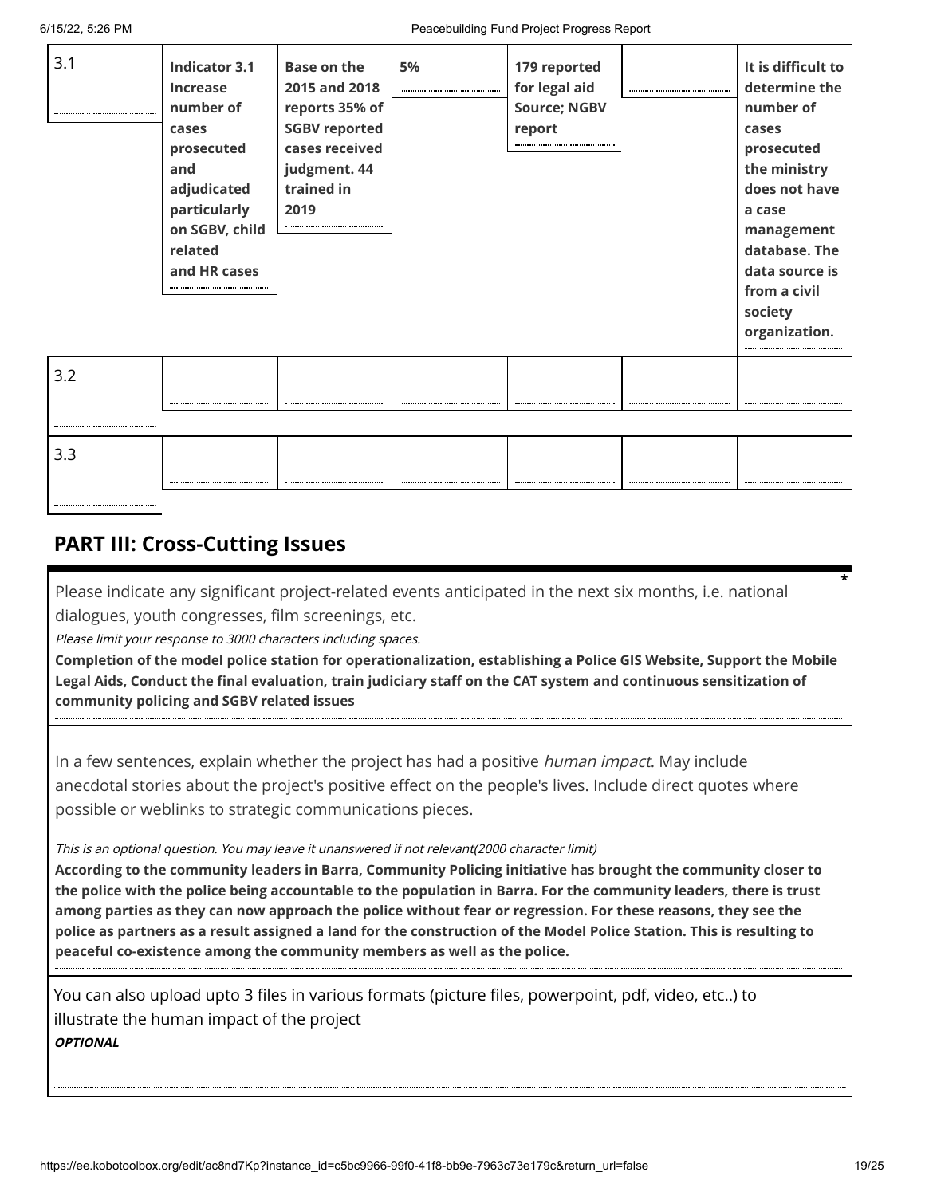| | | | | | | |
|---|---|---|---|---|---|---|
| 3.1 | **Indicator 3.1 Increase number of cases prosecuted and adjudicated particularly on SGBV, child related and HR cases** | **Base on the 2015 and 2018 reports 35% of SGBV reported cases received judgment. 44 trained in 2019** | **5%** | **179 reported for legal aid Source; NGBV report** | | **It is difficult to determine the number of cases prosecuted the ministry does not have a case management database. The data source is from a civil society organization.** |
| 3.2 | | | | | | |
| 3.3 | | | | | | |

## PART III: Cross-Cutting Issues

Please indicate any significant project-related events anticipated in the next six months, i.e. national dialogues, youth congresses, film screenings, etc. *

*Please limit your response to 3000 characters including spaces.*

**Completion of the model police station for operationalization, establishing a Police GIS Website, Support the Mobile Legal Aids, Conduct the final evaluation, train judiciary staff on the CAT system and continuous sensitization of community policing and SGBV related issues**

In a few sentences, explain whether the project has had a positive *human impact*. May include anecdotal stories about the project's positive effect on the people's lives. Include direct quotes where possible or weblinks to strategic communications pieces.

*This is an optional question. You may leave it unanswered if not relevant(2000 character limit)*

**According to the community leaders in Barra, Community Policing initiative has brought the community closer to the police with the police being accountable to the population in Barra. For the community leaders, there is trust among parties as they can now approach the police without fear or regression. For these reasons, they see the police as partners as a result assigned a land for the construction of the Model Police Station. This is resulting to peaceful co-existence among the community members as well as the police.**

You can also upload upto 3 files in various formats (picture files, powerpoint, pdf, video, etc..) to illustrate the human impact of the project

***OPTIONAL***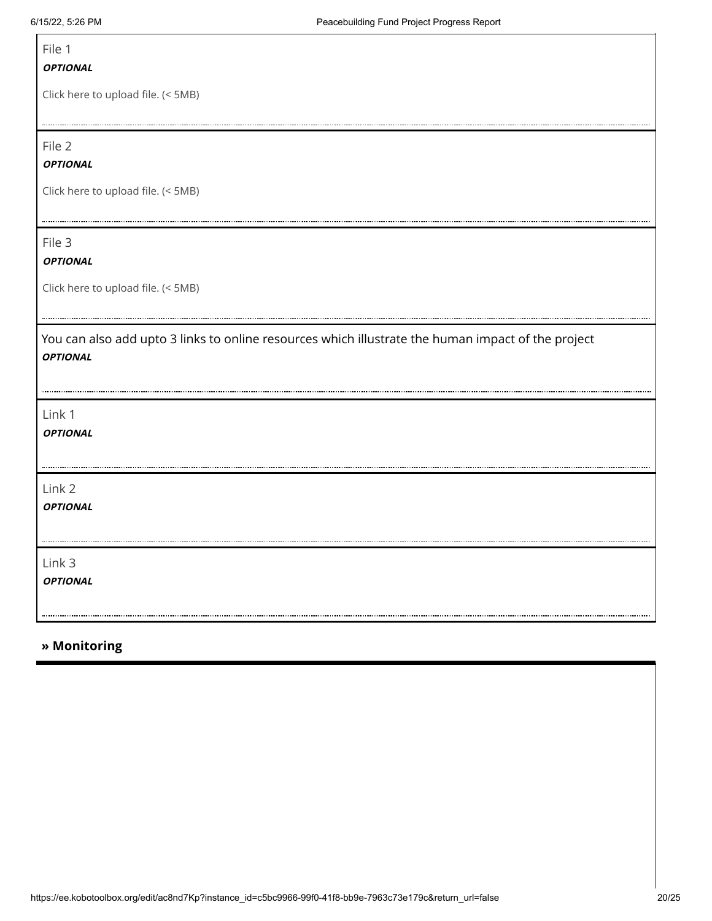File 1

***OPTIONAL***

Click here to upload file. (< 5MB)

File 2

***OPTIONAL***

Click here to upload file. (< 5MB)

File 3

***OPTIONAL***

Click here to upload file. (< 5MB)

You can also add upto 3 links to online resources which illustrate the human impact of the project

***OPTIONAL***

Link 1

***OPTIONAL***

Link 2

***OPTIONAL***

Link 3

***OPTIONAL***

## » Monitoring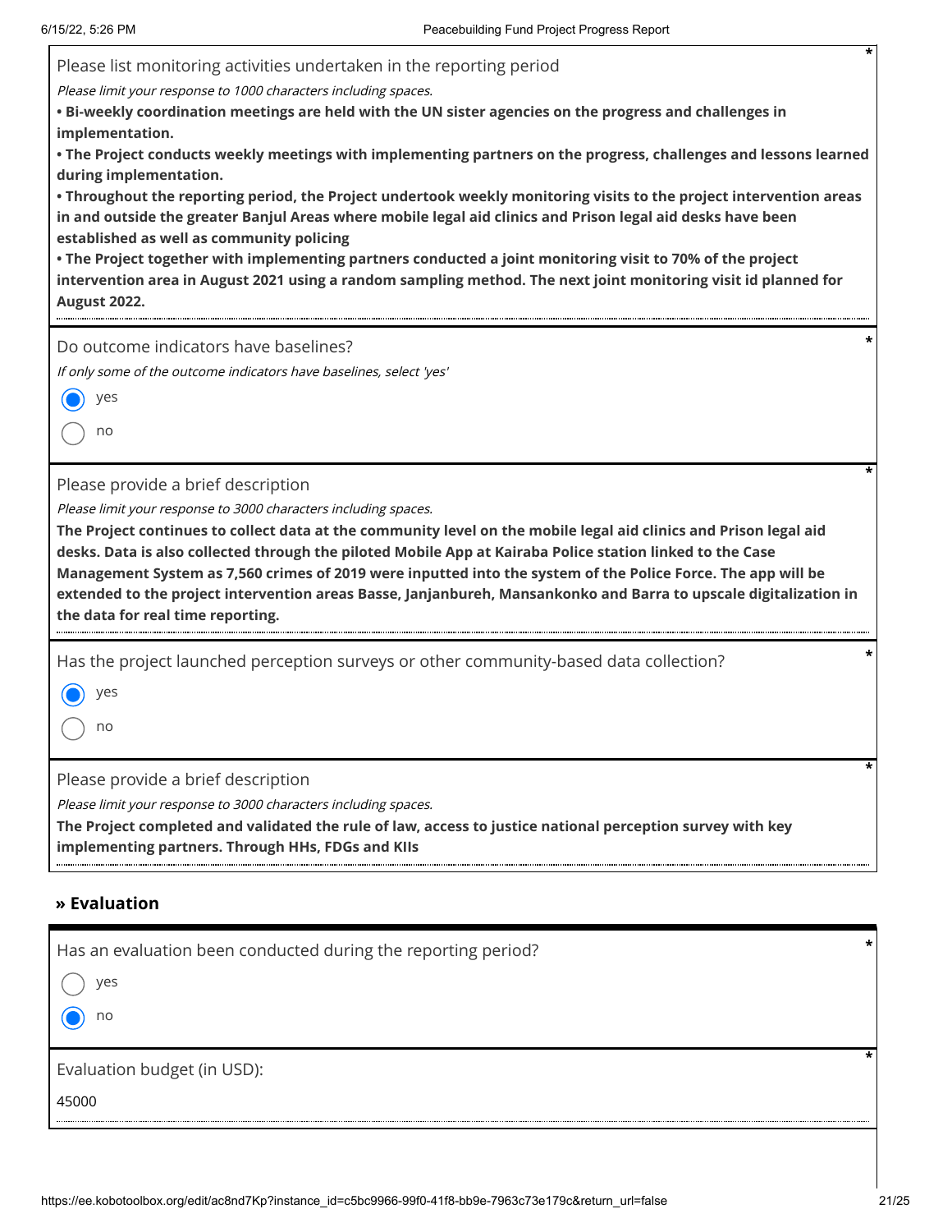Please list monitoring activities undertaken in the reporting period

*Please limit your response to 1000 characters including spaces.*

**• Bi-weekly coordination meetings are held with the UN sister agencies on the progress and challenges in implementation.**
**• The Project conducts weekly meetings with implementing partners on the progress, challenges and lessons learned during implementation.**
**• Throughout the reporting period, the Project undertook weekly monitoring visits to the project intervention areas in and outside the greater Banjul Areas where mobile legal aid clinics and Prison legal aid desks have been established as well as community policing**
**• The Project together with implementing partners conducted a joint monitoring visit to 70% of the project intervention area in August 2021 using a random sampling method. The next joint monitoring visit id planned for August 2022.**

Do outcome indicators have baselines?

*If only some of the outcome indicators have baselines, select 'yes'*

- (x) yes
- ( ) no

Please provide a brief description

*Please limit your response to 3000 characters including spaces.*

**The Project continues to collect data at the community level on the mobile legal aid clinics and Prison legal aid desks. Data is also collected through the piloted Mobile App at Kairaba Police station linked to the Case Management System as 7,560 crimes of 2019 were inputted into the system of the Police Force. The app will be extended to the project intervention areas Basse, Janjanbureh, Mansankonko and Barra to upscale digitalization in the data for real time reporting.**

Has the project launched perception surveys or other community-based data collection?

- (x) yes
- ( ) no

Please provide a brief description

*Please limit your response to 3000 characters including spaces.*

**The Project completed and validated the rule of law, access to justice national perception survey with key implementing partners. Through HHs, FDGs and KIIs**

## » Evaluation

Has an evaluation been conducted during the reporting period?

- ( ) yes
- (x) no

Evaluation budget (in USD):

45000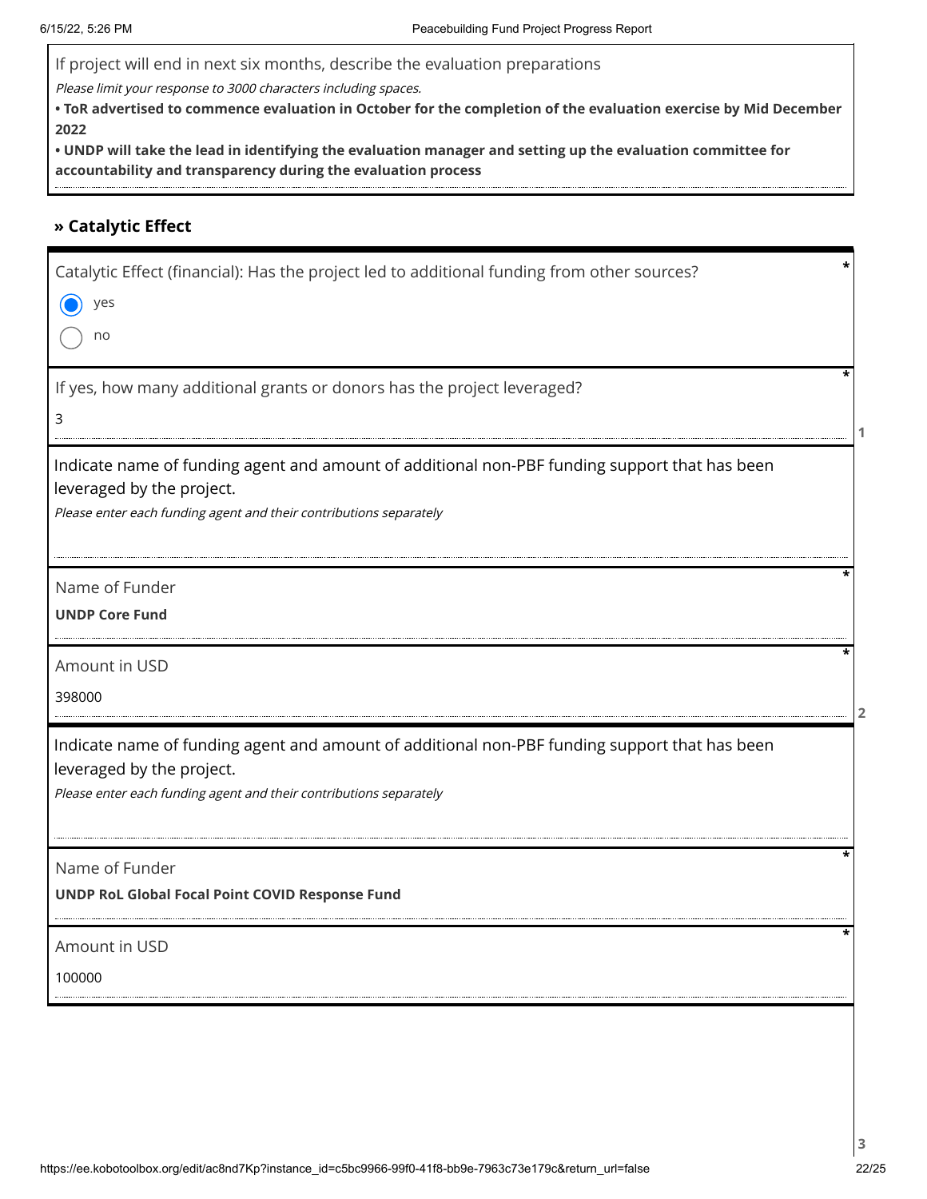If project will end in next six months, describe the evaluation preparations

*Please limit your response to 3000 characters including spaces.*

**• ToR advertised to commence evaluation in October for the completion of the evaluation exercise by Mid December 2022**

**• UNDP will take the lead in identifying the evaluation manager and setting up the evaluation committee for accountability and transparency during the evaluation process**

## » Catalytic Effect

Catalytic Effect (financial): Has the project led to additional funding from other sources? *

- (●) yes
- ( ) no

If yes, how many additional grants or donors has the project leveraged? *

3

Indicate name of funding agent and amount of additional non-PBF funding support that has been leveraged by the project.

*Please enter each funding agent and their contributions separately*

Name of Funder *

**UNDP Core Fund**

Amount in USD *

398000

Indicate name of funding agent and amount of additional non-PBF funding support that has been leveraged by the project.

*Please enter each funding agent and their contributions separately*

Name of Funder *

**UNDP RoL Global Focal Point COVID Response Fund**

Amount in USD *

100000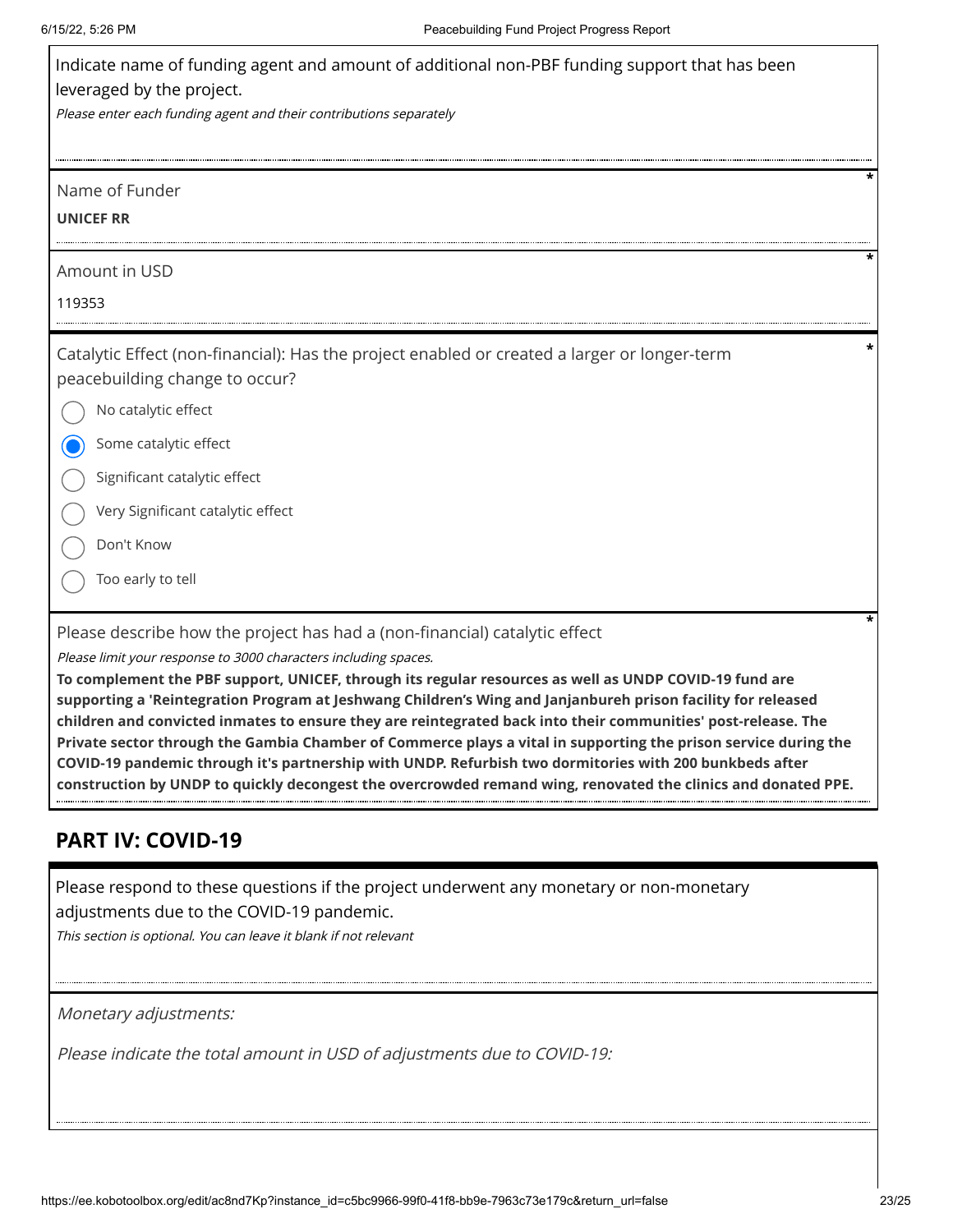Indicate name of funding agent and amount of additional non-PBF funding support that has been leveraged by the project.

*Please enter each funding agent and their contributions separately*

Name of Funder *

**UNICEF RR**

Amount in USD *

119353

Catalytic Effect (non-financial): Has the project enabled or created a larger or longer-term peacebuilding change to occur? *

- ◯ No catalytic effect
- ◉ Some catalytic effect
- ◯ Significant catalytic effect
- ◯ Very Significant catalytic effect
- ◯ Don't Know
- ◯ Too early to tell

Please describe how the project has had a (non-financial) catalytic effect *

*Please limit your response to 3000 characters including spaces.*

**To complement the PBF support, UNICEF, through its regular resources as well as UNDP COVID-19 fund are supporting a 'Reintegration Program at Jeshwang Children's Wing and Janjanbureh prison facility for released children and convicted inmates to ensure they are reintegrated back into their communities' post-release. The Private sector through the Gambia Chamber of Commerce plays a vital in supporting the prison service during the COVID-19 pandemic through it's partnership with UNDP. Refurbish two dormitories with 200 bunkbeds after construction by UNDP to quickly decongest the overcrowded remand wing, renovated the clinics and donated PPE.**

## PART IV: COVID-19

Please respond to these questions if the project underwent any monetary or non-monetary adjustments due to the COVID-19 pandemic.

*This section is optional. You can leave it blank if not relevant*

*Monetary adjustments:*

*Please indicate the total amount in USD of adjustments due to COVID-19:*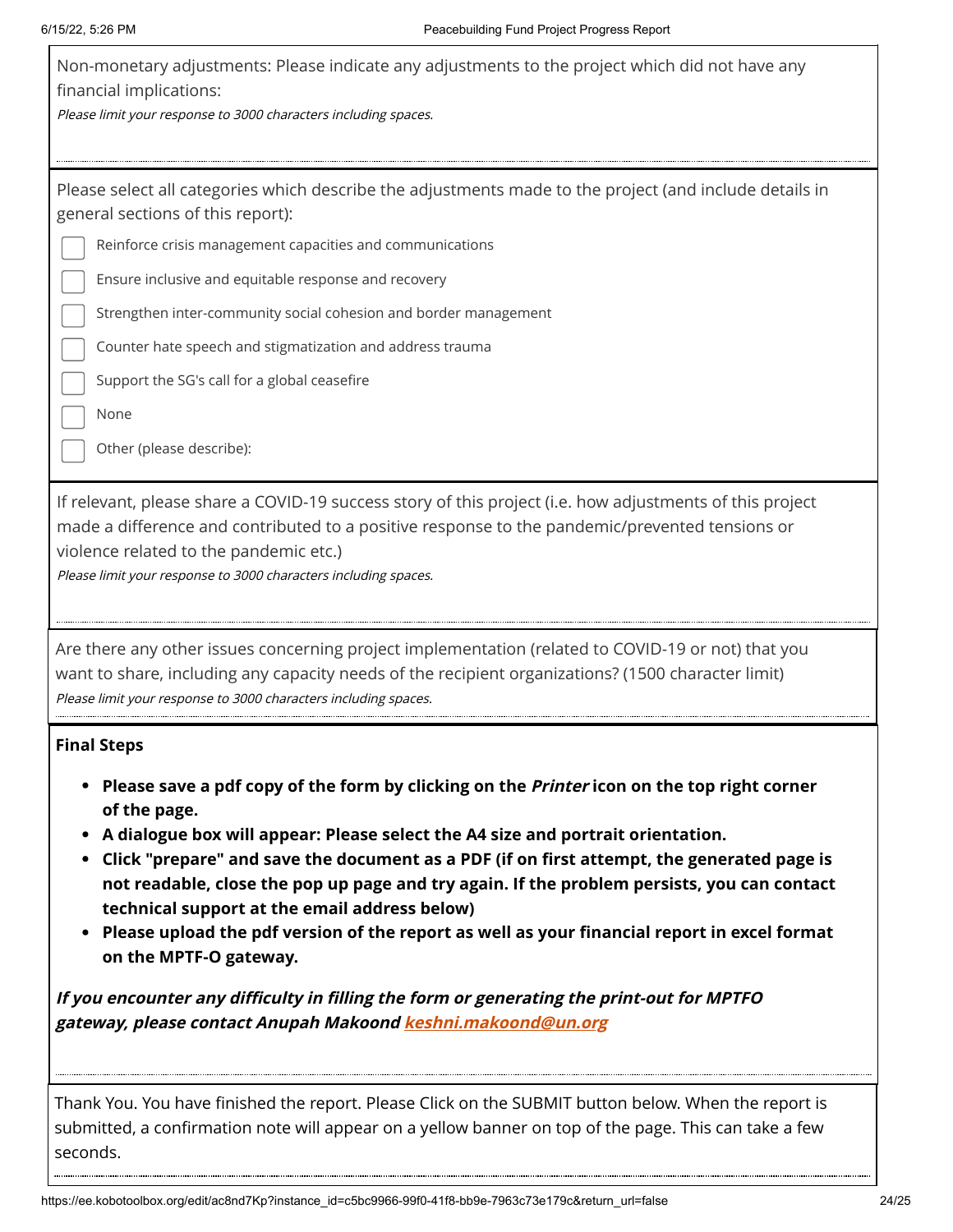Non-monetary adjustments: Please indicate any adjustments to the project which did not have any financial implications:

*Please limit your response to 3000 characters including spaces.*

Please select all categories which describe the adjustments made to the project (and include details in general sections of this report):

- [ ] Reinforce crisis management capacities and communications
- [ ] Ensure inclusive and equitable response and recovery
- [ ] Strengthen inter-community social cohesion and border management
- [ ] Counter hate speech and stigmatization and address trauma
- [ ] Support the SG's call for a global ceasefire
- [ ] None
- [ ] Other (please describe):

If relevant, please share a COVID-19 success story of this project (i.e. how adjustments of this project made a difference and contributed to a positive response to the pandemic/prevented tensions or violence related to the pandemic etc.)

*Please limit your response to 3000 characters including spaces.*

Are there any other issues concerning project implementation (related to COVID-19 or not) that you want to share, including any capacity needs of the recipient organizations? (1500 character limit)

*Please limit your response to 3000 characters including spaces.*

**Final Steps**

- **Please save a pdf copy of the form by clicking on the *Printer* icon on the top right corner of the page.**
- **A dialogue box will appear: Please select the A4 size and portrait orientation.**
- **Click "prepare" and save the document as a PDF (if on first attempt, the generated page is not readable, close the pop up page and try again. If the problem persists, you can contact technical support at the email address below)**
- **Please upload the pdf version of the report as well as your financial report in excel format on the MPTF-O gateway.**

***If you encounter any difficulty in filling the form or generating the print-out for MPTFO gateway, please contact Anupah Makoond keshni.makoond@un.org***

Thank You. You have finished the report. Please Click on the SUBMIT button below. When the report is submitted, a confirmation note will appear on a yellow banner on top of the page. This can take a few seconds.